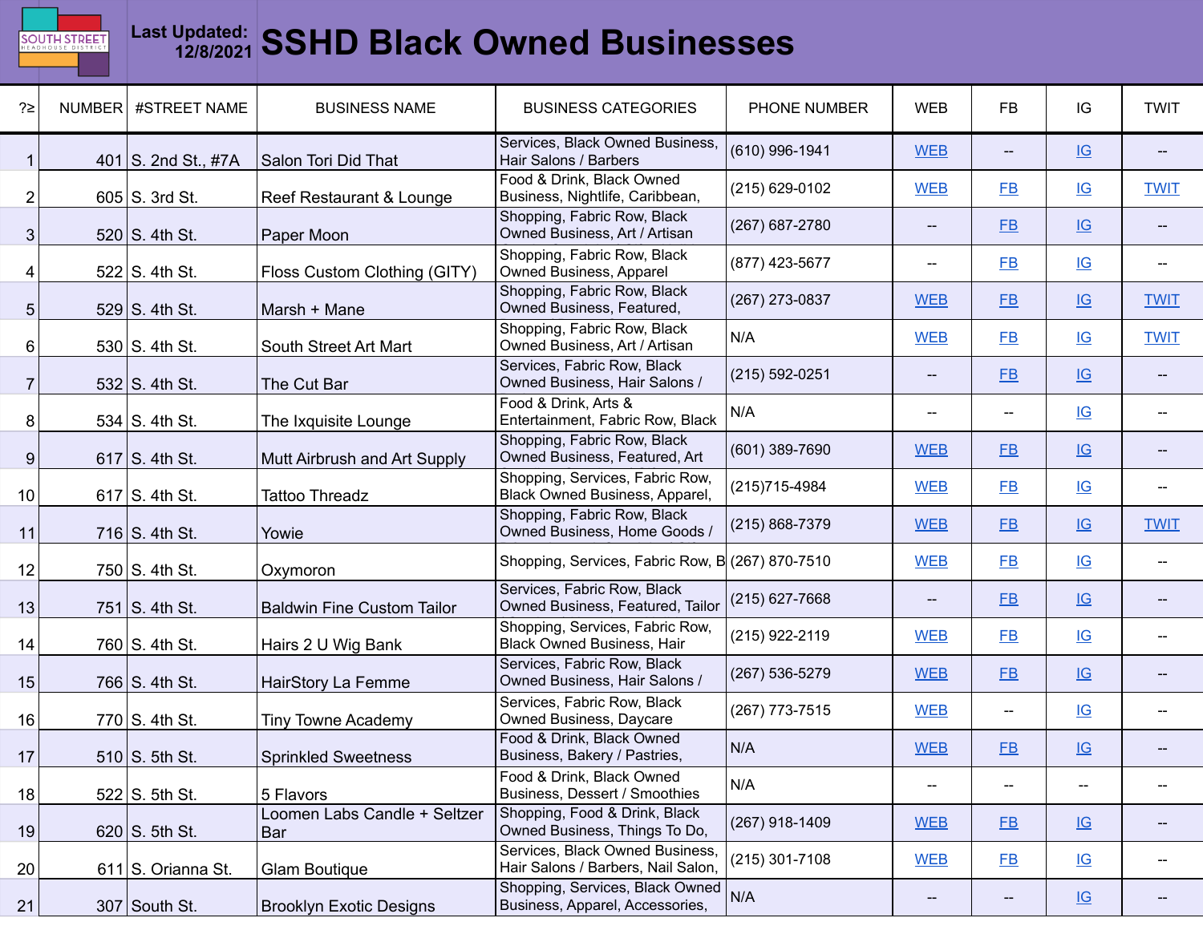SOUTH STREET HEADHOUSE DISTRICT

**Last Updated:** 12/8/2021

# SSHD Black Owned Businesses

| ?≥ | NUMBER | #STREET NAME | BUSINESS NAME | BUSINESS CATEGORIES | PHONE NUMBER | WEB | FB | IG | TWIT |
|---|---|---|---|---|---|---|---|---|---|
| 1 | 401 | S. 2nd St., #7A | Salon Tori Did That | Services, Black Owned Business, Hair Salons / Barbers | (610) 996-1941 | WEB | -- | IG | -- |
| 2 | 605 | S. 3rd St. | Reef Restaurant & Lounge | Food & Drink, Black Owned Business, Nightlife, Caribbean, | (215) 629-0102 | WEB | FB | IG | TWIT |
| 3 | 520 | S. 4th St. | Paper Moon | Shopping, Fabric Row, Black Owned Business, Art / Artisan | (267) 687-2780 | -- | FB | IG | -- |
| 4 | 522 | S. 4th St. | Floss Custom Clothing (GITY) | Shopping, Fabric Row, Black Owned Business, Apparel | (877) 423-5677 | -- | FB | IG | -- |
| 5 | 529 | S. 4th St. | Marsh + Mane | Shopping, Fabric Row, Black Owned Business, Featured, | (267) 273-0837 | WEB | FB | IG | TWIT |
| 6 | 530 | S. 4th St. | South Street Art Mart | Shopping, Fabric Row, Black Owned Business, Art / Artisan | N/A | WEB | FB | IG | TWIT |
| 7 | 532 | S. 4th St. | The Cut Bar | Services, Fabric Row, Black Owned Business, Hair Salons / | (215) 592-0251 | -- | FB | IG | -- |
| 8 | 534 | S. 4th St. | The Ixquisite Lounge | Food & Drink, Arts & Entertainment, Fabric Row, Black | N/A | -- | -- | IG | -- |
| 9 | 617 | S. 4th St. | Mutt Airbrush and Art Supply | Shopping, Fabric Row, Black Owned Business, Featured, Art | (601) 389-7690 | WEB | FB | IG | -- |
| 10 | 617 | S. 4th St. | Tattoo Threadz | Shopping, Services, Fabric Row, Black Owned Business, Apparel, | (215)715-4984 | WEB | FB | IG | -- |
| 11 | 716 | S. 4th St. | Yowie | Shopping, Fabric Row, Black Owned Business, Home Goods / | (215) 868-7379 | WEB | FB | IG | TWIT |
| 12 | 750 | S. 4th St. | Oxymoron | Shopping, Services, Fabric Row, B | (267) 870-7510 | WEB | FB | IG | -- |
| 13 | 751 | S. 4th St. | Baldwin Fine Custom Tailor | Services, Fabric Row, Black Owned Business, Featured, Tailor | (215) 627-7668 | -- | FB | IG | -- |
| 14 | 760 | S. 4th St. | Hairs 2 U Wig Bank | Shopping, Services, Fabric Row, Black Owned Business, Hair | (215) 922-2119 | WEB | FB | IG | -- |
| 15 | 766 | S. 4th St. | HairStory La Femme | Services, Fabric Row, Black Owned Business, Hair Salons / | (267) 536-5279 | WEB | FB | IG | -- |
| 16 | 770 | S. 4th St. | Tiny Towne Academy | Services, Fabric Row, Black Owned Business, Daycare | (267) 773-7515 | WEB | -- | IG | -- |
| 17 | 510 | S. 5th St. | Sprinkled Sweetness | Food & Drink, Black Owned Business, Bakery / Pastries, | N/A | WEB | FB | IG | -- |
| 18 | 522 | S. 5th St. | 5 Flavors | Food & Drink, Black Owned Business, Dessert / Smoothies | N/A | -- | -- | -- | -- |
| 19 | 620 | S. 5th St. | Loomen Labs Candle + Seltzer Bar | Shopping, Food & Drink, Black Owned Business, Things To Do, | (267) 918-1409 | WEB | FB | IG | -- |
| 20 | 611 | S. Orianna St. | Glam Boutique | Services, Black Owned Business, Hair Salons / Barbers, Nail Salon, | (215) 301-7108 | WEB | FB | IG | -- |
| 21 | 307 | South St. | Brooklyn Exotic Designs | Shopping, Services, Black Owned Business, Apparel, Accessories, | N/A | -- | -- | IG | -- |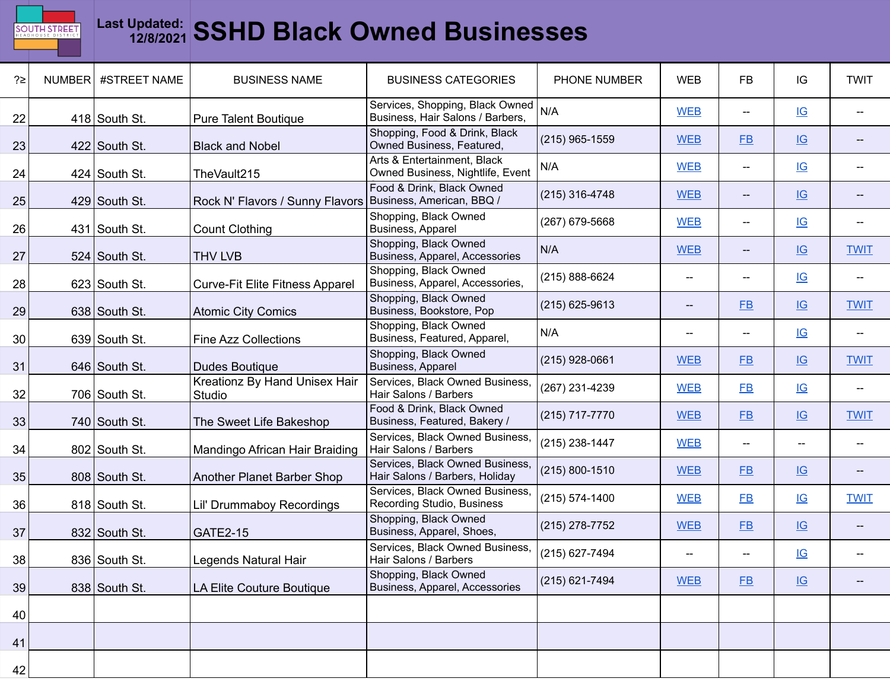SOUTH STREET HEADHOUSE DISTRICT

**Last Updated: 12/8/2021**

# SSHD Black Owned Businesses

| ?≥ | NUMBER | #STREET NAME | BUSINESS NAME | BUSINESS CATEGORIES | PHONE NUMBER | WEB | FB | IG | TWIT |
|---|---|---|---|---|---|---|---|---|---|
| 22 | 418 | South St. | Pure Talent Boutique | Services, Shopping, Black Owned Business, Hair Salons / Barbers, | N/A | WEB | -- | IG | -- |
| 23 | 422 | South St. | Black and Nobel | Shopping, Food & Drink, Black Owned Business, Featured, | (215) 965-1559 | WEB | FB | IG | -- |
| 24 | 424 | South St. | TheVault215 | Arts & Entertainment, Black Owned Business, Nightlife, Event | N/A | WEB | -- | IG | -- |
| 25 | 429 | South St. | Rock N' Flavors / Sunny Flavors | Food & Drink, Black Owned Business, American, BBQ / | (215) 316-4748 | WEB | -- | IG | -- |
| 26 | 431 | South St. | Count Clothing | Shopping, Black Owned Business, Apparel | (267) 679-5668 | WEB | -- | IG | -- |
| 27 | 524 | South St. | THV LVB | Shopping, Black Owned Business, Apparel, Accessories | N/A | WEB | -- | IG | TWIT |
| 28 | 623 | South St. | Curve-Fit Elite Fitness Apparel | Shopping, Black Owned Business, Apparel, Accessories, | (215) 888-6624 | -- | -- | IG | -- |
| 29 | 638 | South St. | Atomic City Comics | Shopping, Black Owned Business, Bookstore, Pop | (215) 625-9613 | -- | FB | IG | TWIT |
| 30 | 639 | South St. | Fine Azz Collections | Shopping, Black Owned Business, Featured, Apparel, | N/A | -- | -- | IG | -- |
| 31 | 646 | South St. | Dudes Boutique | Shopping, Black Owned Business, Apparel | (215) 928-0661 | WEB | FB | IG | TWIT |
| 32 | 706 | South St. | Kreationz By Hand Unisex Hair Studio | Services, Black Owned Business, Hair Salons / Barbers | (267) 231-4239 | WEB | FB | IG | -- |
| 33 | 740 | South St. | The Sweet Life Bakeshop | Food & Drink, Black Owned Business, Featured, Bakery / | (215) 717-7770 | WEB | FB | IG | TWIT |
| 34 | 802 | South St. | Mandingo African Hair Braiding | Services, Black Owned Business, Hair Salons / Barbers | (215) 238-1447 | WEB | -- | -- | -- |
| 35 | 808 | South St. | Another Planet Barber Shop | Services, Black Owned Business, Hair Salons / Barbers, Holiday | (215) 800-1510 | WEB | FB | IG | -- |
| 36 | 818 | South St. | Lil' Drummaboy Recordings | Services, Black Owned Business, Recording Studio, Business | (215) 574-1400 | WEB | FB | IG | TWIT |
| 37 | 832 | South St. | GATE2-15 | Shopping, Black Owned Business, Apparel, Shoes, | (215) 278-7752 | WEB | FB | IG | -- |
| 38 | 836 | South St. | Legends Natural Hair | Services, Black Owned Business, Hair Salons / Barbers | (215) 627-7494 | -- | -- | IG | -- |
| 39 | 838 | South St. | LA Elite Couture Boutique | Shopping, Black Owned Business, Apparel, Accessories | (215) 621-7494 | WEB | FB | IG | -- |
| 40 | | | | | | | | | |
| 41 | | | | | | | | | |
| 42 | | | | | | | | | |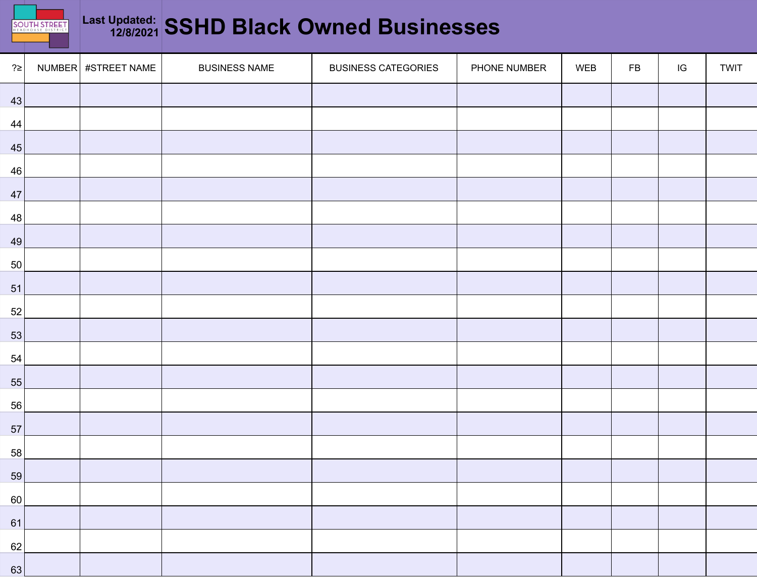Last Updated: 12/8/2021

# SSHD Black Owned Businesses

| ?≥ | NUMBER | #STREET NAME | BUSINESS NAME | BUSINESS CATEGORIES | PHONE NUMBER | WEB | FB | IG | TWIT |
|---|---|---|---|---|---|---|---|---|---|
| 43 | | | | | | | | | |
| 44 | | | | | | | | | |
| 45 | | | | | | | | | |
| 46 | | | | | | | | | |
| 47 | | | | | | | | | |
| 48 | | | | | | | | | |
| 49 | | | | | | | | | |
| 50 | | | | | | | | | |
| 51 | | | | | | | | | |
| 52 | | | | | | | | | |
| 53 | | | | | | | | | |
| 54 | | | | | | | | | |
| 55 | | | | | | | | | |
| 56 | | | | | | | | | |
| 57 | | | | | | | | | |
| 58 | | | | | | | | | |
| 59 | | | | | | | | | |
| 60 | | | | | | | | | |
| 61 | | | | | | | | | |
| 62 | | | | | | | | | |
| 63 | | | | | | | | | |